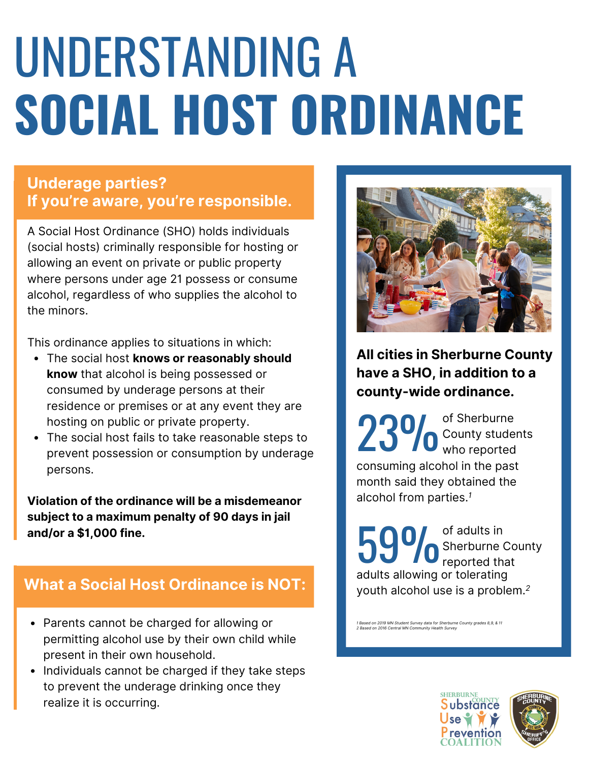# UNDERSTANDING A SOCIAL HOST ORDINANCE

## Underage parties? If you're aware, you're responsible.

A Social Host Ordinance (SHO) holds individuals (social hosts) criminally responsible for hosting or allowing an event on private or public property where persons under age 21 possess or consume alcohol, regardless of who supplies the alcohol to the minors.

This ordinance applies to situations in which:

- The social host **knows or reasonably should know** that alcohol is being possessed or consumed by underage persons at their residence or premises or at any event they are hosting on public or private property.
- The social host fails to take reasonable steps to prevent possession or consumption by underage persons.

**Violation of the ordinance will be a misdemeanor subject to a maximum penalty of 90 days in jail and/or a $1,000 fine.**

## What a Social Host Ordinance is NOT:

- Parents cannot be charged for allowing or permitting alcohol use by their own child while present in their own household.
- Individuals cannot be charged if they take steps to prevent the underage drinking once they realize it is occurring.

**All cities in Sherburne County have a SHO, in addition to a county-wide ordinance.**

**23%** of Sherburne County students who reported consuming alcohol in the past month said they obtained the alcohol from parties.[1]

**59%** of adults in Sherburne County reported that adults allowing or tolerating youth alcohol use is a problem.[2]

*1 Based on 2019 MN Student Survey data for Sherburne County grades 8,9, & 11*
*2 Based on 2016 Central MN Community Health Survey*

Sherburne County Substance Use Prevention Coalition

Sherburne County Sheriff's Office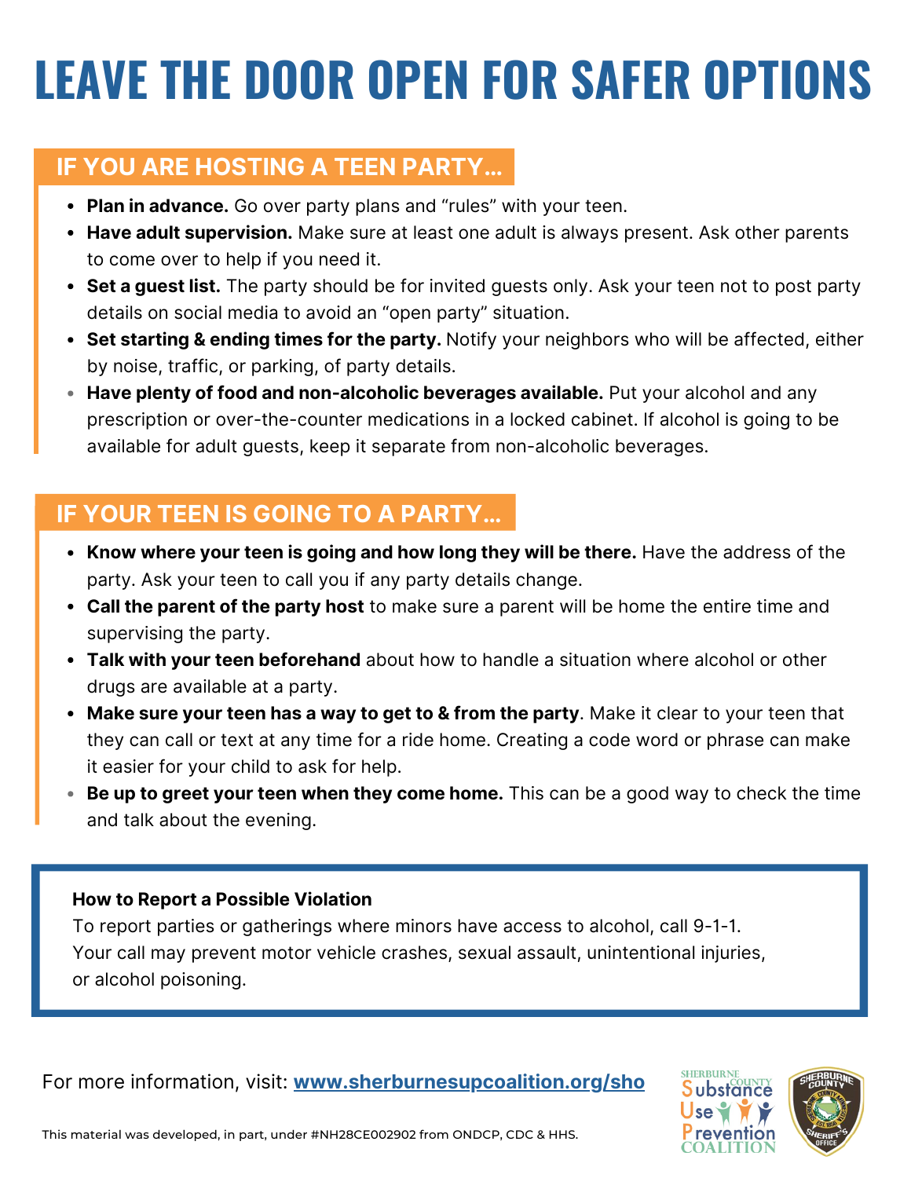# LEAVE THE DOOR OPEN FOR SAFER OPTIONS

## IF YOU ARE HOSTING A TEEN PARTY...

- **Plan in advance.** Go over party plans and "rules" with your teen.
- **Have adult supervision.** Make sure at least one adult is always present. Ask other parents to come over to help if you need it.
- **Set a guest list.** The party should be for invited guests only. Ask your teen not to post party details on social media to avoid an "open party" situation.
- **Set starting & ending times for the party.** Notify your neighbors who will be affected, either by noise, traffic, or parking, of party details.
- **Have plenty of food and non-alcoholic beverages available.** Put your alcohol and any prescription or over-the-counter medications in a locked cabinet. If alcohol is going to be available for adult guests, keep it separate from non-alcoholic beverages.

## IF YOUR TEEN IS GOING TO A PARTY...

- **Know where your teen is going and how long they will be there.** Have the address of the party. Ask your teen to call you if any party details change.
- **Call the parent of the party host** to make sure a parent will be home the entire time and supervising the party.
- **Talk with your teen beforehand** about how to handle a situation where alcohol or other drugs are available at a party.
- **Make sure your teen has a way to get to & from the party**. Make it clear to your teen that they can call or text at any time for a ride home. Creating a code word or phrase can make it easier for your child to ask for help.
- **Be up to greet your teen when they come home.** This can be a good way to check the time and talk about the evening.

**How to Report a Possible Violation**

To report parties or gatherings where minors have access to alcohol, call 9-1-1. Your call may prevent motor vehicle crashes, sexual assault, unintentional injuries, or alcohol poisoning.

For more information, visit: **www.sherburnesupcoalition.org/sho**

Sherburne County Substance Use Prevention Coalition

Sherburne County Sheriff's Office

This material was developed, in part, under #NH28CE002902 from ONDCP, CDC & HHS.